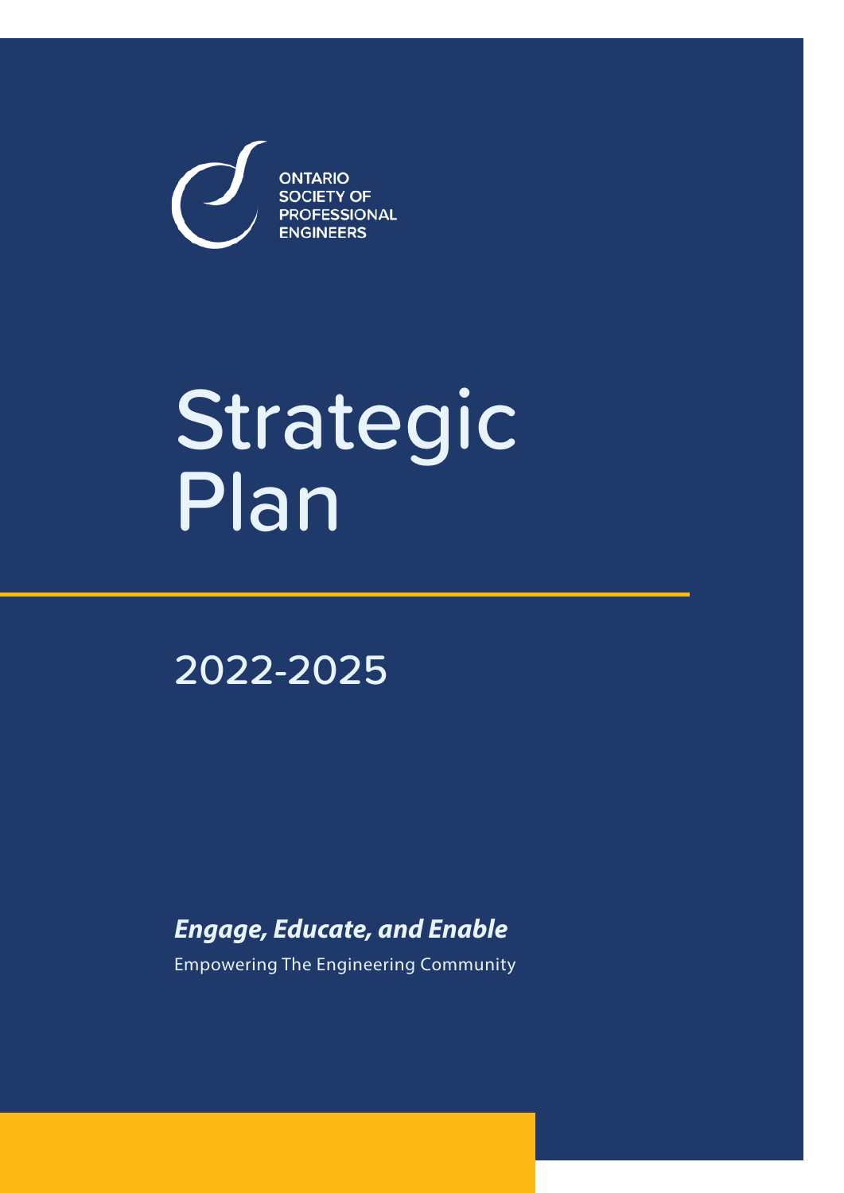ONTARIO SOCIETY OF PROFESSIONAL ENGINEERS

# Strategic Plan

## 2022-2025

***Engage, Educate, and Enable***

Empowering The Engineering Community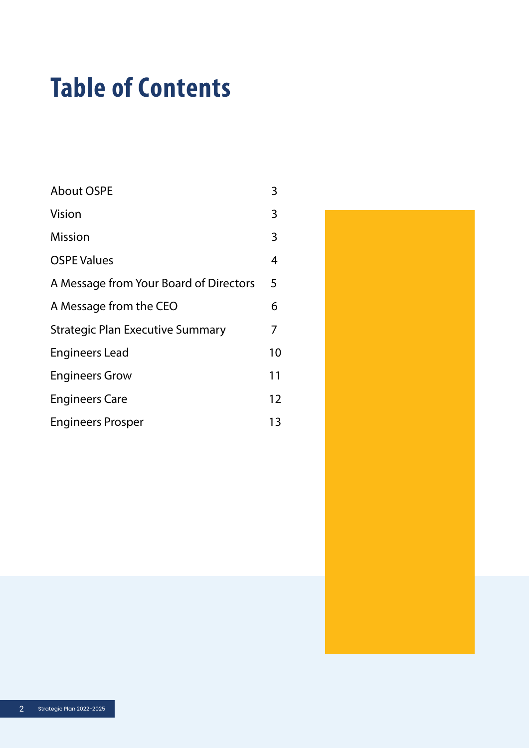# Table of Contents

| | |
|---|---|
| About OSPE | 3 |
| Vision | 3 |
| Mission | 3 |
| OSPE Values | 4 |
| A Message from Your Board of Directors | 5 |
| A Message from the CEO | 6 |
| Strategic Plan Executive Summary | 7 |
| Engineers Lead | 10 |
| Engineers Grow | 11 |
| Engineers Care | 12 |
| Engineers Prosper | 13 |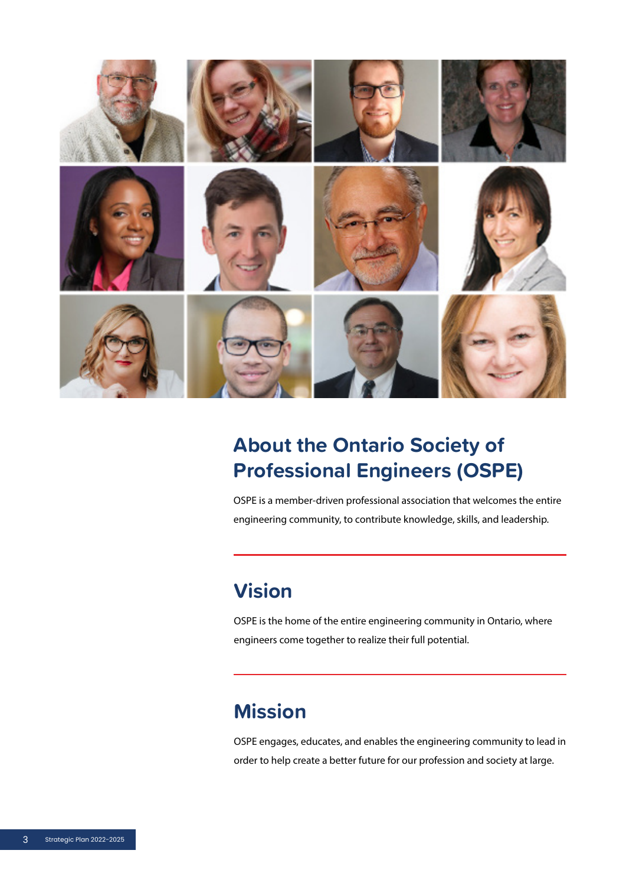## About the Ontario Society of Professional Engineers (OSPE)

OSPE is a member-driven professional association that welcomes the entire engineering community, to contribute knowledge, skills, and leadership.

## Vision

OSPE is the home of the entire engineering community in Ontario, where engineers come together to realize their full potential.

## Mission

OSPE engages, educates, and enables the engineering community to lead in order to help create a better future for our profession and society at large.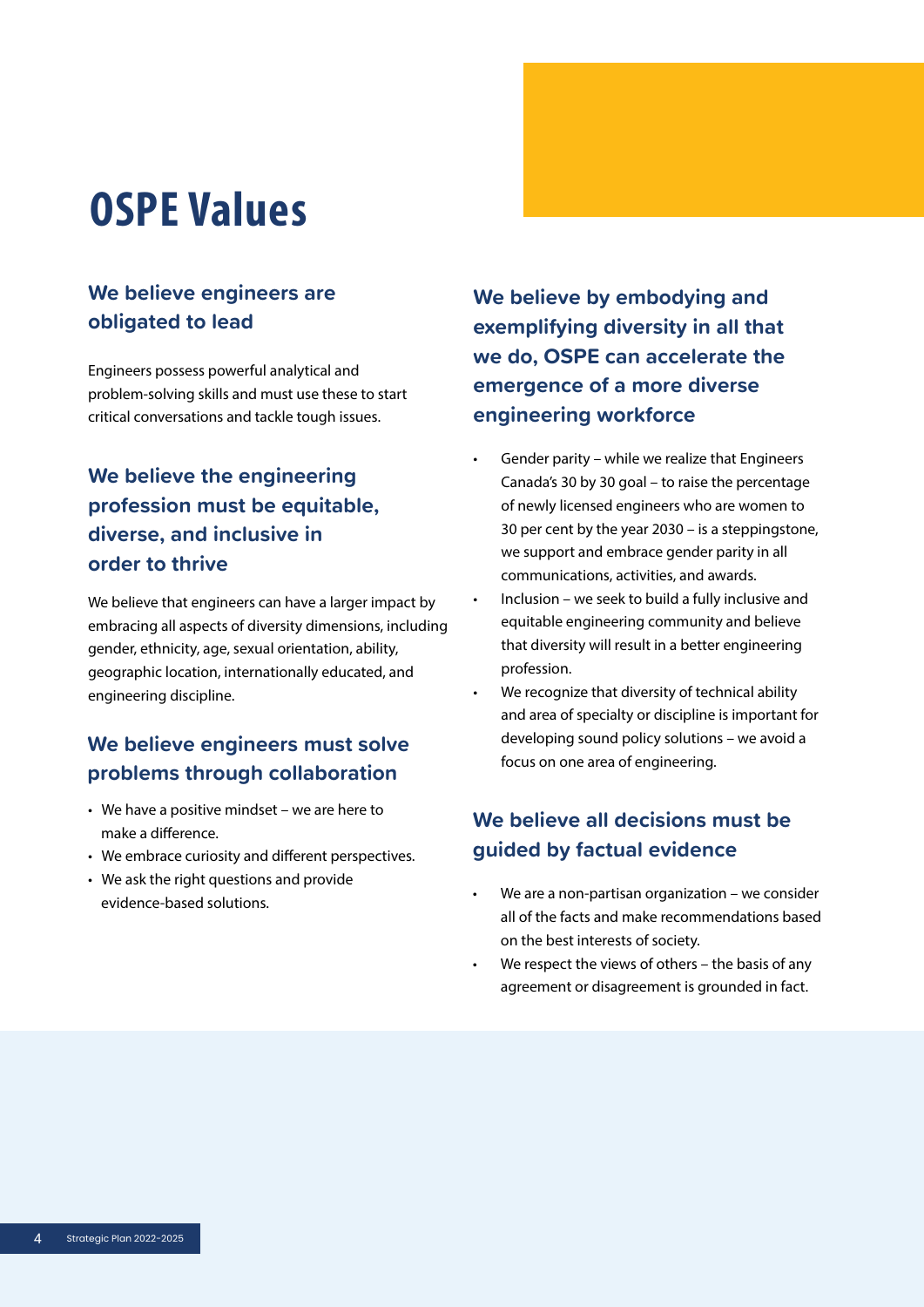# OSPE Values

## We believe engineers are obligated to lead

Engineers possess powerful analytical and problem-solving skills and must use these to start critical conversations and tackle tough issues.

## We believe the engineering profession must be equitable, diverse, and inclusive in order to thrive

We believe that engineers can have a larger impact by embracing all aspects of diversity dimensions, including gender, ethnicity, age, sexual orientation, ability, geographic location, internationally educated, and engineering discipline.

## We believe engineers must solve problems through collaboration

- We have a positive mindset – we are here to make a difference.
- We embrace curiosity and different perspectives.
- We ask the right questions and provide evidence-based solutions.

## We believe by embodying and exemplifying diversity in all that we do, OSPE can accelerate the emergence of a more diverse engineering workforce

- Gender parity – while we realize that Engineers Canada's 30 by 30 goal – to raise the percentage of newly licensed engineers who are women to 30 per cent by the year 2030 – is a steppingstone, we support and embrace gender parity in all communications, activities, and awards.
- Inclusion – we seek to build a fully inclusive and equitable engineering community and believe that diversity will result in a better engineering profession.
- We recognize that diversity of technical ability and area of specialty or discipline is important for developing sound policy solutions – we avoid a focus on one area of engineering.

## We believe all decisions must be guided by factual evidence

- We are a non-partisan organization – we consider all of the facts and make recommendations based on the best interests of society.
- We respect the views of others – the basis of any agreement or disagreement is grounded in fact.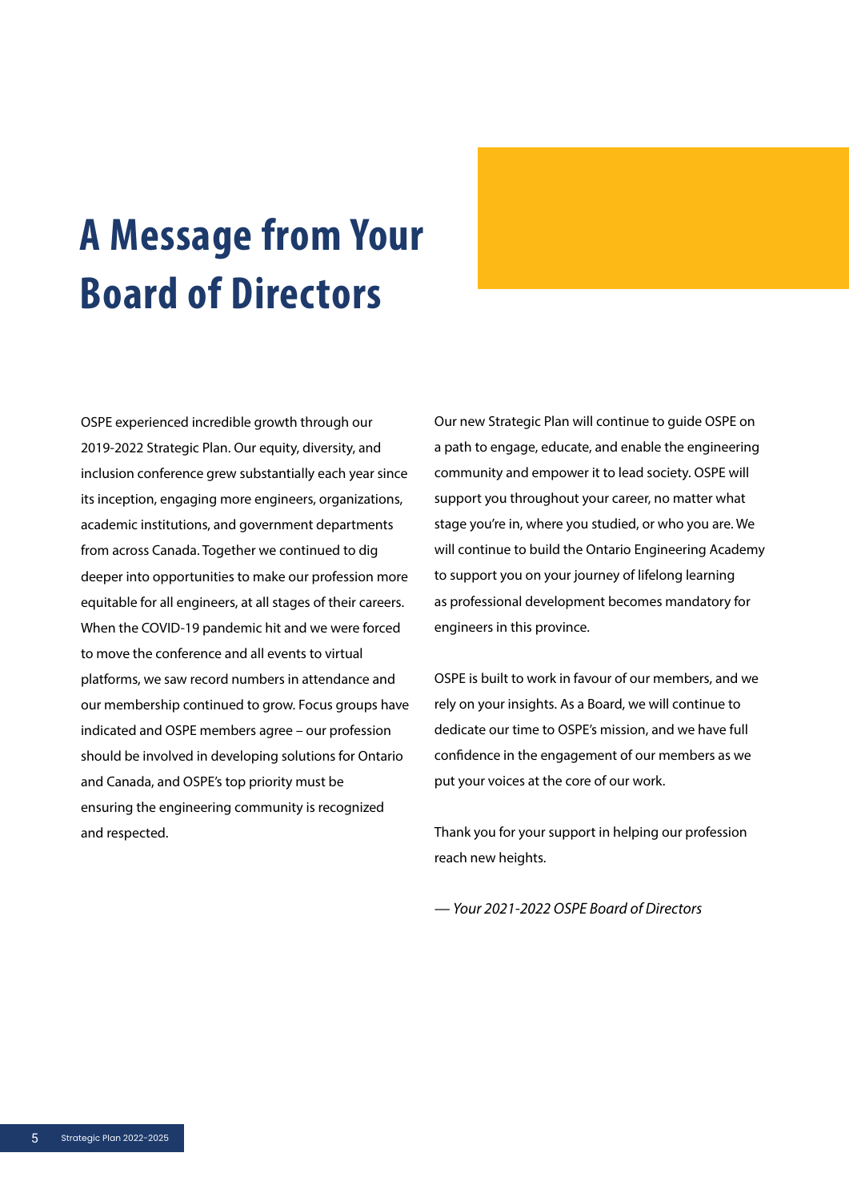# A Message from Your Board of Directors

OSPE experienced incredible growth through our 2019-2022 Strategic Plan. Our equity, diversity, and inclusion conference grew substantially each year since its inception, engaging more engineers, organizations, academic institutions, and government departments from across Canada. Together we continued to dig deeper into opportunities to make our profession more equitable for all engineers, at all stages of their careers. When the COVID-19 pandemic hit and we were forced to move the conference and all events to virtual platforms, we saw record numbers in attendance and our membership continued to grow. Focus groups have indicated and OSPE members agree – our profession should be involved in developing solutions for Ontario and Canada, and OSPE's top priority must be ensuring the engineering community is recognized and respected.

Our new Strategic Plan will continue to guide OSPE on a path to engage, educate, and enable the engineering community and empower it to lead society. OSPE will support you throughout your career, no matter what stage you're in, where you studied, or who you are. We will continue to build the Ontario Engineering Academy to support you on your journey of lifelong learning as professional development becomes mandatory for engineers in this province.

OSPE is built to work in favour of our members, and we rely on your insights. As a Board, we will continue to dedicate our time to OSPE's mission, and we have full confidence in the engagement of our members as we put your voices at the core of our work.

Thank you for your support in helping our profession reach new heights.

*— Your 2021-2022 OSPE Board of Directors*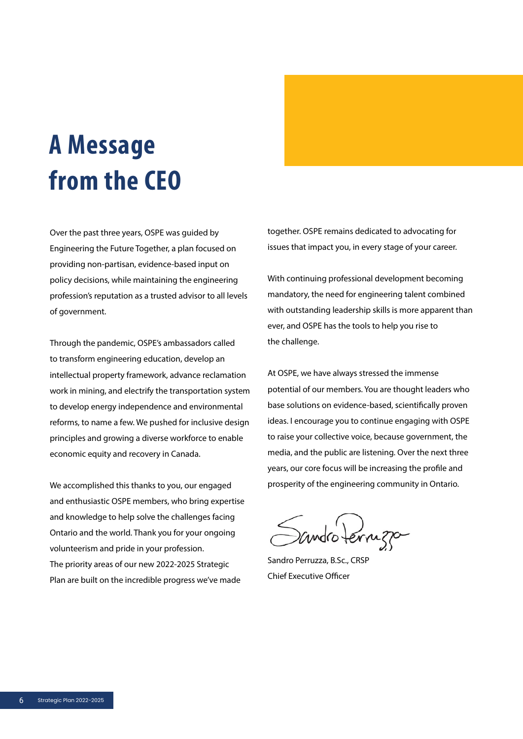# A Message from the CEO

Over the past three years, OSPE was guided by Engineering the Future Together, a plan focused on providing non-partisan, evidence-based input on policy decisions, while maintaining the engineering profession's reputation as a trusted advisor to all levels of government.

Through the pandemic, OSPE's ambassadors called to transform engineering education, develop an intellectual property framework, advance reclamation work in mining, and electrify the transportation system to develop energy independence and environmental reforms, to name a few. We pushed for inclusive design principles and growing a diverse workforce to enable economic equity and recovery in Canada.

We accomplished this thanks to you, our engaged and enthusiastic OSPE members, who bring expertise and knowledge to help solve the challenges facing Ontario and the world. Thank you for your ongoing volunteerism and pride in your profession.
The priority areas of our new 2022-2025 Strategic Plan are built on the incredible progress we've made together. OSPE remains dedicated to advocating for issues that impact you, in every stage of your career.

With continuing professional development becoming mandatory, the need for engineering talent combined with outstanding leadership skills is more apparent than ever, and OSPE has the tools to help you rise to the challenge.

At OSPE, we have always stressed the immense potential of our members. You are thought leaders who base solutions on evidence-based, scientifically proven ideas. I encourage you to continue engaging with OSPE to raise your collective voice, because government, the media, and the public are listening. Over the next three years, our core focus will be increasing the profile and prosperity of the engineering community in Ontario.

Sandro Perruzza, B.Sc., CRSP
Chief Executive Officer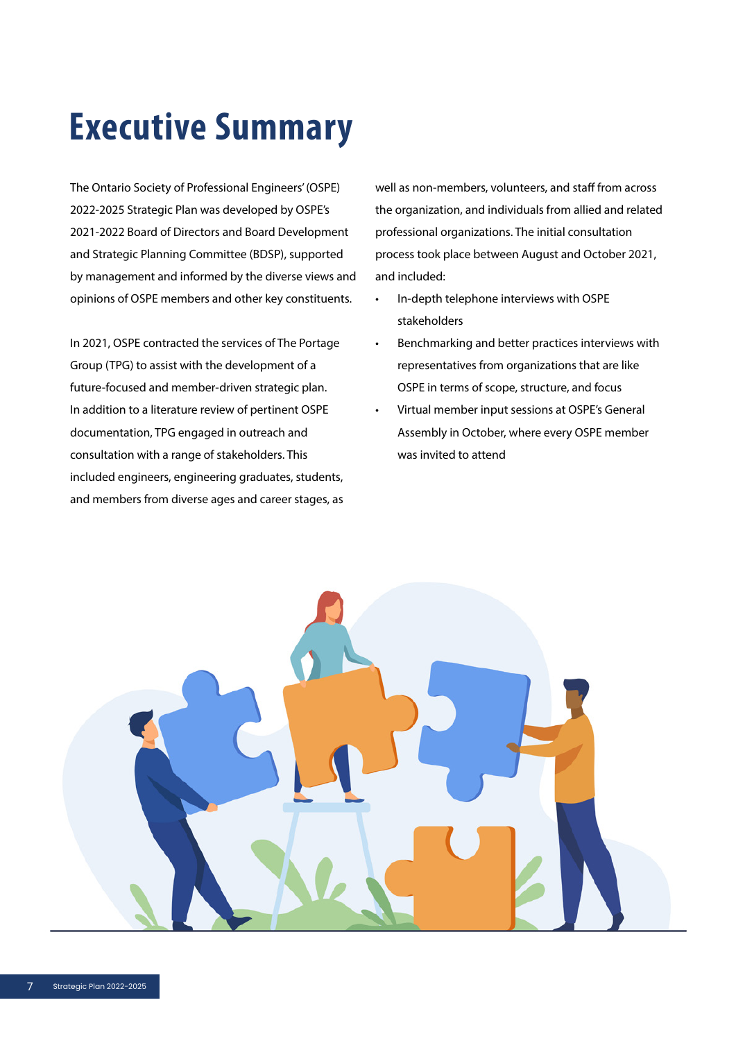# Executive Summary

The Ontario Society of Professional Engineers' (OSPE) 2022-2025 Strategic Plan was developed by OSPE's 2021-2022 Board of Directors and Board Development and Strategic Planning Committee (BDSP), supported by management and informed by the diverse views and opinions of OSPE members and other key constituents.

In 2021, OSPE contracted the services of The Portage Group (TPG) to assist with the development of a future-focused and member-driven strategic plan. In addition to a literature review of pertinent OSPE documentation, TPG engaged in outreach and consultation with a range of stakeholders. This included engineers, engineering graduates, students, and members from diverse ages and career stages, as well as non-members, volunteers, and staff from across the organization, and individuals from allied and related professional organizations. The initial consultation process took place between August and October 2021, and included:

- In-depth telephone interviews with OSPE stakeholders
- Benchmarking and better practices interviews with representatives from organizations that are like OSPE in terms of scope, structure, and focus
- Virtual member input sessions at OSPE's General Assembly in October, where every OSPE member was invited to attend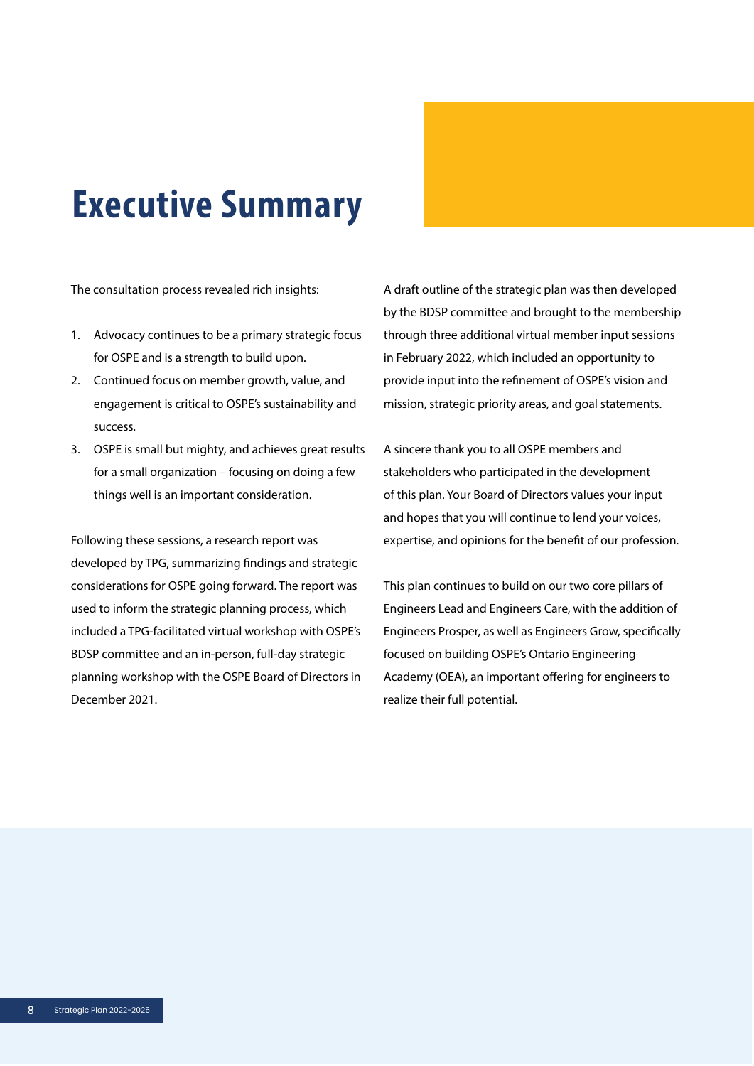# Executive Summary

The consultation process revealed rich insights:

1. Advocacy continues to be a primary strategic focus for OSPE and is a strength to build upon.
2. Continued focus on member growth, value, and engagement is critical to OSPE's sustainability and success.
3. OSPE is small but mighty, and achieves great results for a small organization – focusing on doing a few things well is an important consideration.

Following these sessions, a research report was developed by TPG, summarizing findings and strategic considerations for OSPE going forward. The report was used to inform the strategic planning process, which included a TPG-facilitated virtual workshop with OSPE's BDSP committee and an in-person, full-day strategic planning workshop with the OSPE Board of Directors in December 2021.

A draft outline of the strategic plan was then developed by the BDSP committee and brought to the membership through three additional virtual member input sessions in February 2022, which included an opportunity to provide input into the refinement of OSPE's vision and mission, strategic priority areas, and goal statements.

A sincere thank you to all OSPE members and stakeholders who participated in the development of this plan. Your Board of Directors values your input and hopes that you will continue to lend your voices, expertise, and opinions for the benefit of our profession.

This plan continues to build on our two core pillars of Engineers Lead and Engineers Care, with the addition of Engineers Prosper, as well as Engineers Grow, specifically focused on building OSPE's Ontario Engineering Academy (OEA), an important offering for engineers to realize their full potential.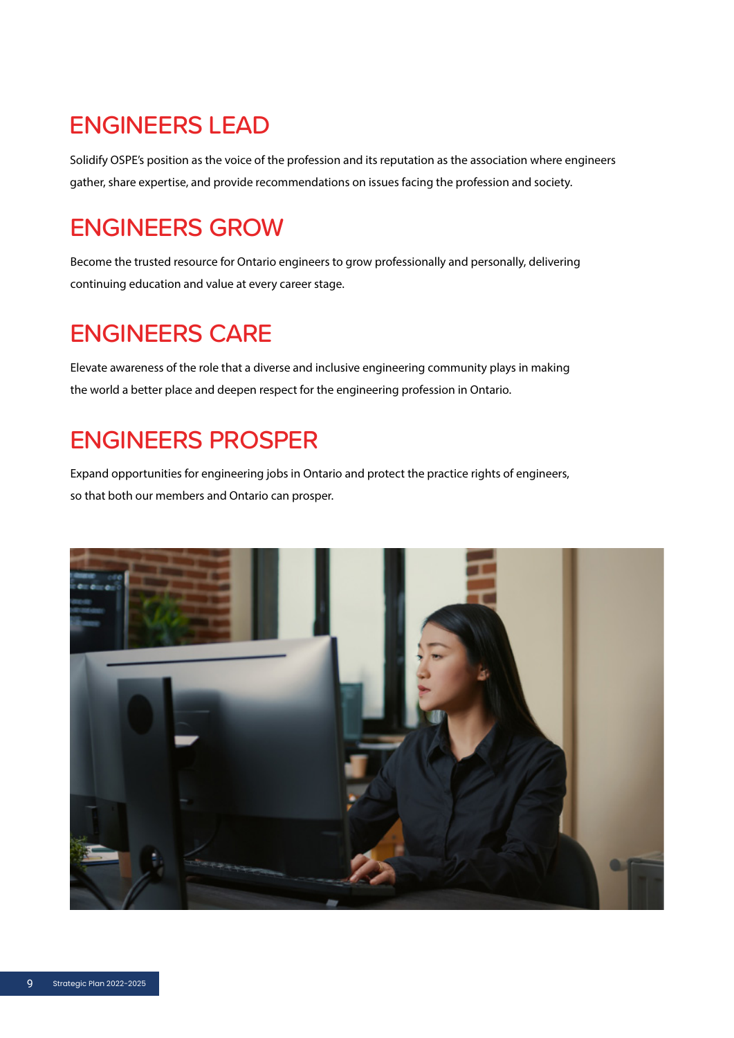## ENGINEERS LEAD

Solidify OSPE's position as the voice of the profession and its reputation as the association where engineers gather, share expertise, and provide recommendations on issues facing the profession and society.

## ENGINEERS GROW

Become the trusted resource for Ontario engineers to grow professionally and personally, delivering continuing education and value at every career stage.

## ENGINEERS CARE

Elevate awareness of the role that a diverse and inclusive engineering community plays in making the world a better place and deepen respect for the engineering profession in Ontario.

## ENGINEERS PROSPER

Expand opportunities for engineering jobs in Ontario and protect the practice rights of engineers, so that both our members and Ontario can prosper.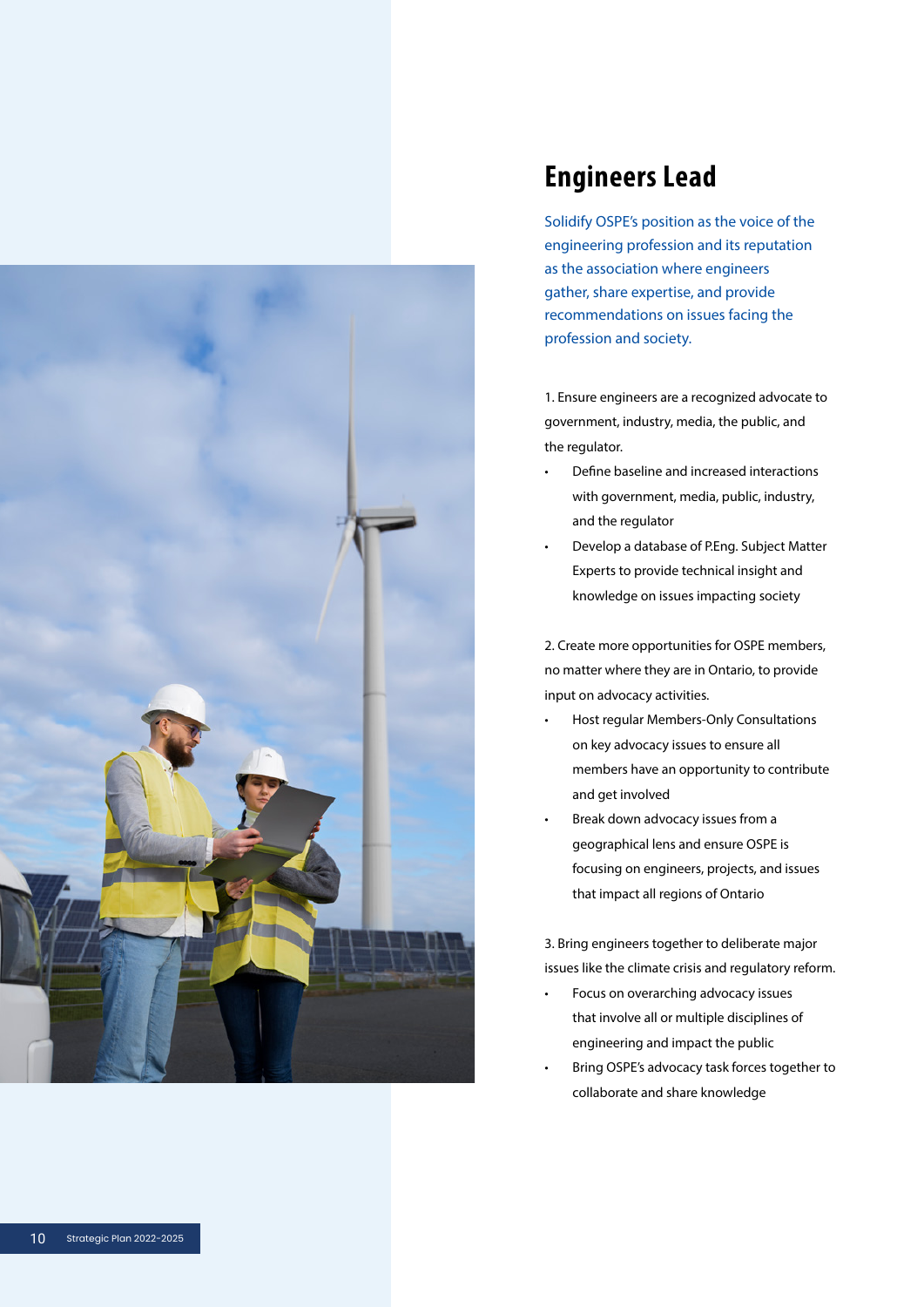# Engineers Lead

Solidify OSPE's position as the voice of the engineering profession and its reputation as the association where engineers gather, share expertise, and provide recommendations on issues facing the profession and society.

1. Ensure engineers are a recognized advocate to government, industry, media, the public, and the regulator.
   - Define baseline and increased interactions with government, media, public, industry, and the regulator
   - Develop a database of P.Eng. Subject Matter Experts to provide technical insight and knowledge on issues impacting society

2. Create more opportunities for OSPE members, no matter where they are in Ontario, to provide input on advocacy activities.
   - Host regular Members-Only Consultations on key advocacy issues to ensure all members have an opportunity to contribute and get involved
   - Break down advocacy issues from a geographical lens and ensure OSPE is focusing on engineers, projects, and issues that impact all regions of Ontario

3. Bring engineers together to deliberate major issues like the climate crisis and regulatory reform.
   - Focus on overarching advocacy issues that involve all or multiple disciplines of engineering and impact the public
   - Bring OSPE's advocacy task forces together to collaborate and share knowledge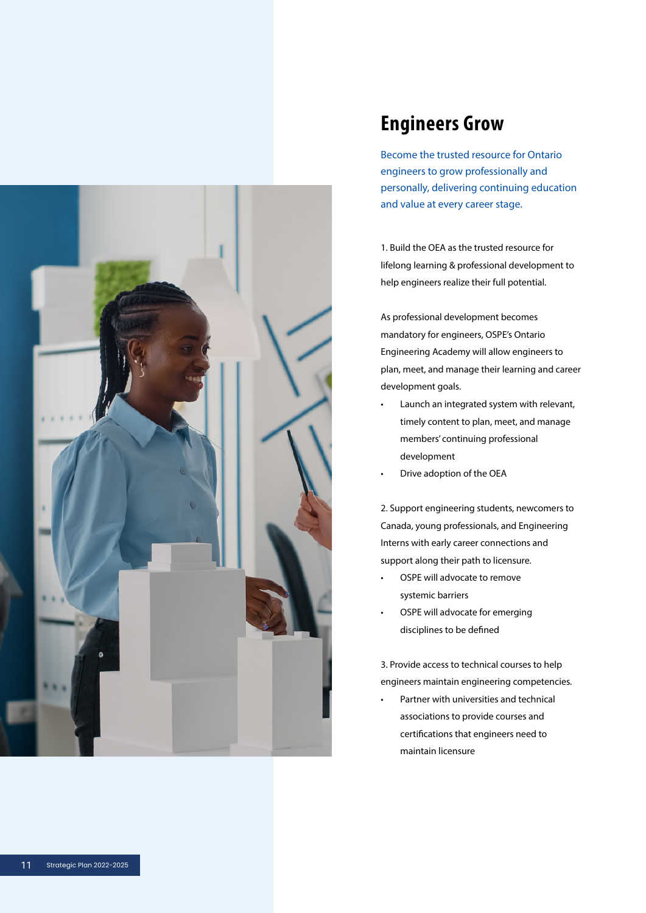# Engineers Grow

Become the trusted resource for Ontario engineers to grow professionally and personally, delivering continuing education and value at every career stage.

1. Build the OEA as the trusted resource for lifelong learning & professional development to help engineers realize their full potential.

As professional development becomes mandatory for engineers, OSPE's Ontario Engineering Academy will allow engineers to plan, meet, and manage their learning and career development goals.

- Launch an integrated system with relevant, timely content to plan, meet, and manage members' continuing professional development
- Drive adoption of the OEA

2. Support engineering students, newcomers to Canada, young professionals, and Engineering Interns with early career connections and support along their path to licensure.

- OSPE will advocate to remove systemic barriers
- OSPE will advocate for emerging disciplines to be defined

3. Provide access to technical courses to help engineers maintain engineering competencies.

- Partner with universities and technical associations to provide courses and certifications that engineers need to maintain licensure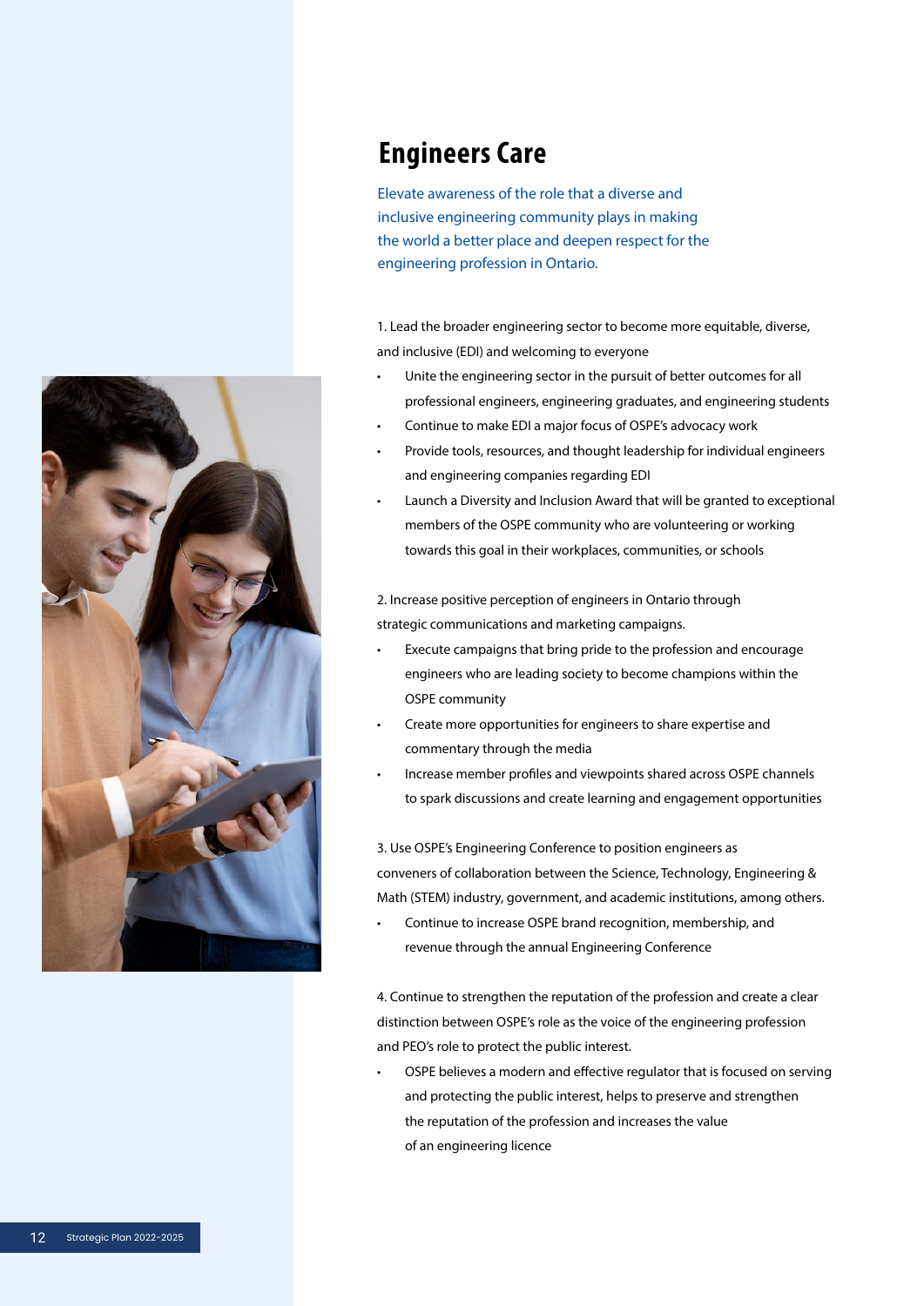# Engineers Care

Elevate awareness of the role that a diverse and inclusive engineering community plays in making the world a better place and deepen respect for the engineering profession in Ontario.

1. Lead the broader engineering sector to become more equitable, diverse, and inclusive (EDI) and welcoming to everyone
   - Unite the engineering sector in the pursuit of better outcomes for all professional engineers, engineering graduates, and engineering students
   - Continue to make EDI a major focus of OSPE's advocacy work
   - Provide tools, resources, and thought leadership for individual engineers and engineering companies regarding EDI
   - Launch a Diversity and Inclusion Award that will be granted to exceptional members of the OSPE community who are volunteering or working towards this goal in their workplaces, communities, or schools

2. Increase positive perception of engineers in Ontario through strategic communications and marketing campaigns.
   - Execute campaigns that bring pride to the profession and encourage engineers who are leading society to become champions within the OSPE community
   - Create more opportunities for engineers to share expertise and commentary through the media
   - Increase member profiles and viewpoints shared across OSPE channels to spark discussions and create learning and engagement opportunities

3. Use OSPE's Engineering Conference to position engineers as conveners of collaboration between the Science, Technology, Engineering & Math (STEM) industry, government, and academic institutions, among others.
   - Continue to increase OSPE brand recognition, membership, and revenue through the annual Engineering Conference

4. Continue to strengthen the reputation of the profession and create a clear distinction between OSPE's role as the voice of the engineering profession and PEO's role to protect the public interest.
   - OSPE believes a modern and effective regulator that is focused on serving and protecting the public interest, helps to preserve and strengthen the reputation of the profession and increases the value of an engineering licence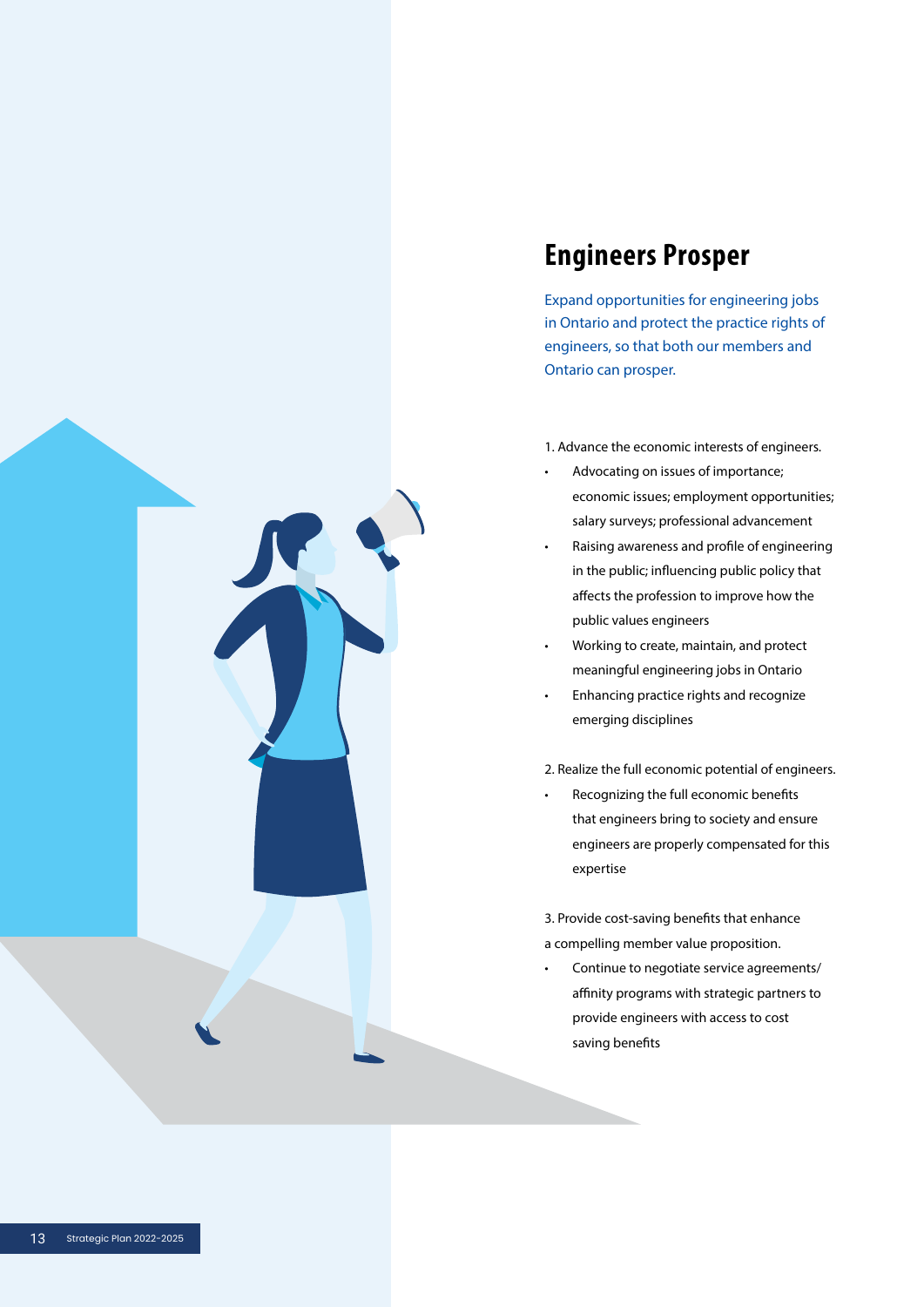## Engineers Prosper

Expand opportunities for engineering jobs in Ontario and protect the practice rights of engineers, so that both our members and Ontario can prosper.

1. Advance the economic interests of engineers.
    - Advocating on issues of importance; economic issues; employment opportunities; salary surveys; professional advancement
    - Raising awareness and profile of engineering in the public; influencing public policy that affects the profession to improve how the public values engineers
    - Working to create, maintain, and protect meaningful engineering jobs in Ontario
    - Enhancing practice rights and recognize emerging disciplines

2. Realize the full economic potential of engineers.
    - Recognizing the full economic benefits that engineers bring to society and ensure engineers are properly compensated for this expertise

3. Provide cost-saving benefits that enhance a compelling member value proposition.
    - Continue to negotiate service agreements/ affinity programs with strategic partners to provide engineers with access to cost saving benefits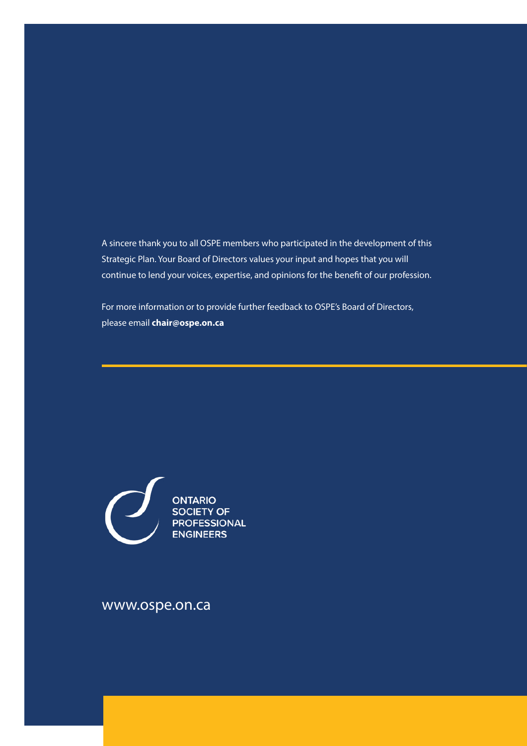A sincere thank you to all OSPE members who participated in the development of this Strategic Plan. Your Board of Directors values your input and hopes that you will continue to lend your voices, expertise, and opinions for the benefit of our profession.

For more information or to provide further feedback to OSPE's Board of Directors, please email **chair@ospe.on.ca**

ONTARIO
SOCIETY OF
PROFESSIONAL
ENGINEERS

www.ospe.on.ca